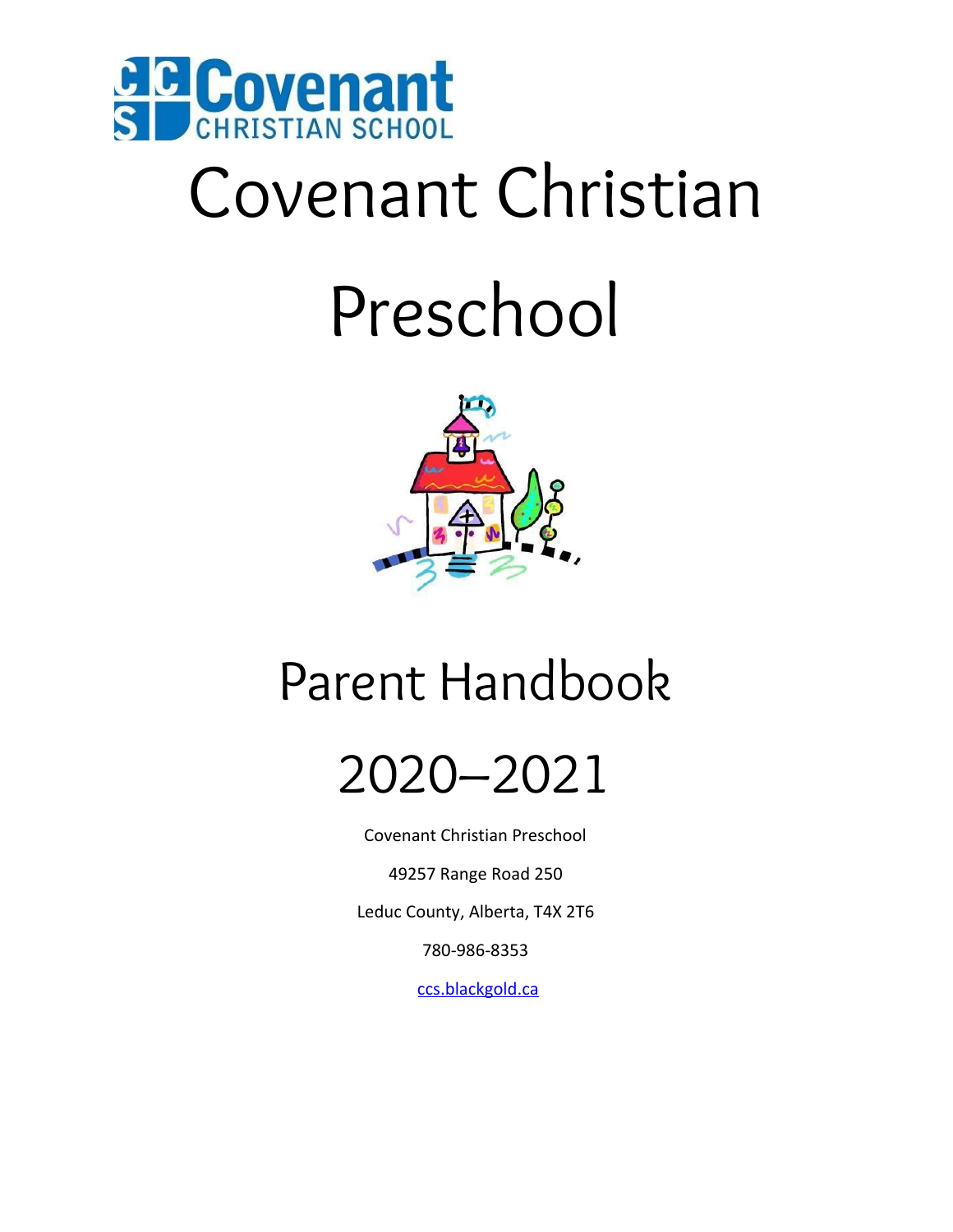# Covenant Christian Preschool

## Parent Handbook

## 2020–2021

Covenant Christian Preschool

49257 Range Road 250

Leduc County, Alberta, T4X 2T6

780-986-8353

ccs.blackgold.ca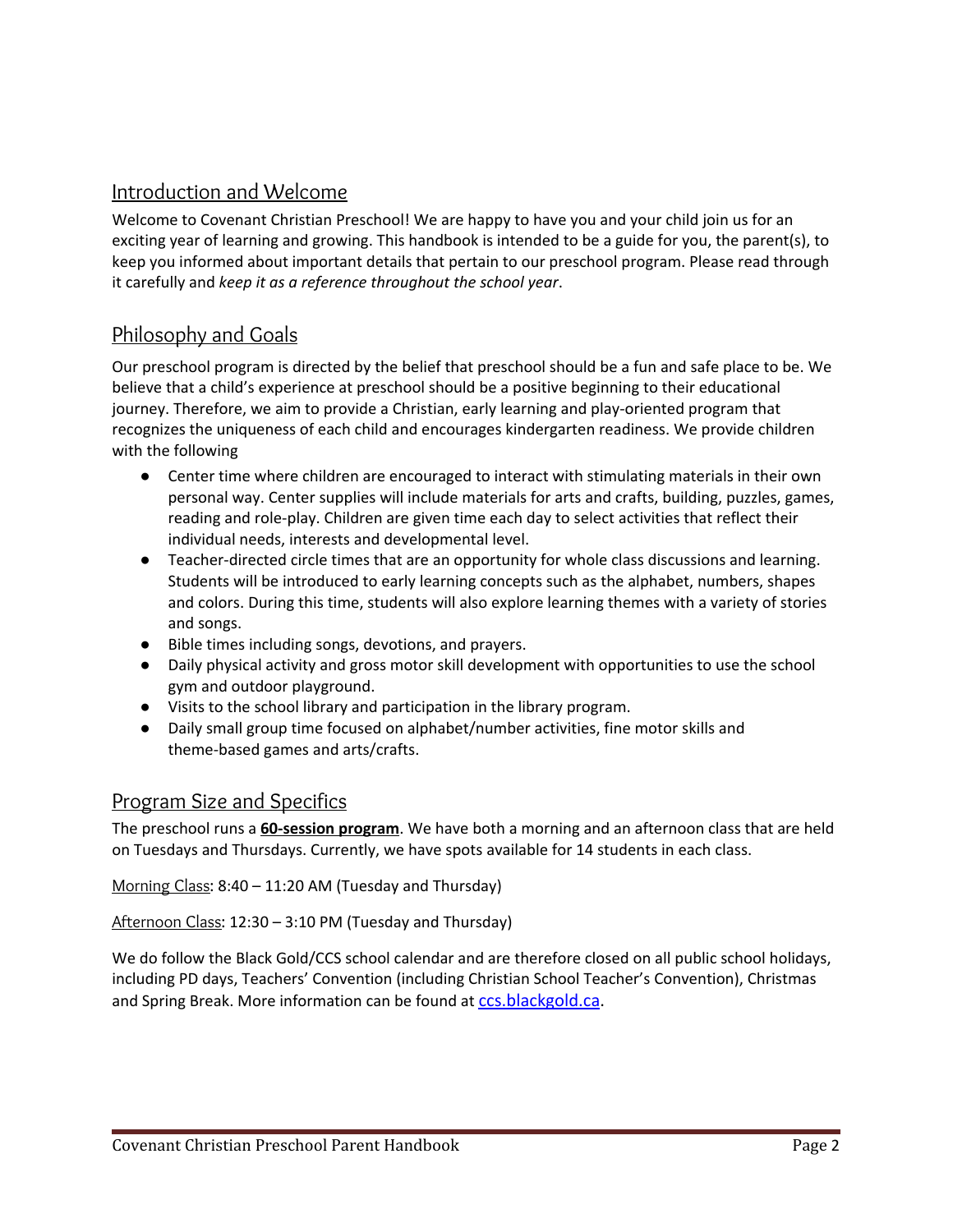## Introduction and Welcome

Welcome to Covenant Christian Preschool! We are happy to have you and your child join us for an exciting year of learning and growing. This handbook is intended to be a guide for you, the parent(s), to keep you informed about important details that pertain to our preschool program. Please read through it carefully and *keep it as a reference throughout the school year*.

## Philosophy and Goals

Our preschool program is directed by the belief that preschool should be a fun and safe place to be. We believe that a child's experience at preschool should be a positive beginning to their educational journey. Therefore, we aim to provide a Christian, early learning and play-oriented program that recognizes the uniqueness of each child and encourages kindergarten readiness. We provide children with the following

- Center time where children are encouraged to interact with stimulating materials in their own personal way. Center supplies will include materials for arts and crafts, building, puzzles, games, reading and role-play. Children are given time each day to select activities that reflect their individual needs, interests and developmental level.
- Teacher-directed circle times that are an opportunity for whole class discussions and learning. Students will be introduced to early learning concepts such as the alphabet, numbers, shapes and colors. During this time, students will also explore learning themes with a variety of stories and songs.
- Bible times including songs, devotions, and prayers.
- Daily physical activity and gross motor skill development with opportunities to use the school gym and outdoor playground.
- Visits to the school library and participation in the library program.
- Daily small group time focused on alphabet/number activities, fine motor skills and theme-based games and arts/crafts.

## Program Size and Specifics

The preschool runs a **60-session program**. We have both a morning and an afternoon class that are held on Tuesdays and Thursdays. Currently, we have spots available for 14 students in each class.

Morning Class: 8:40 – 11:20 AM (Tuesday and Thursday)

Afternoon Class: 12:30 – 3:10 PM (Tuesday and Thursday)

We do follow the Black Gold/CCS school calendar and are therefore closed on all public school holidays, including PD days, Teachers' Convention (including Christian School Teacher's Convention), Christmas and Spring Break. More information can be found at ccs.blackgold.ca.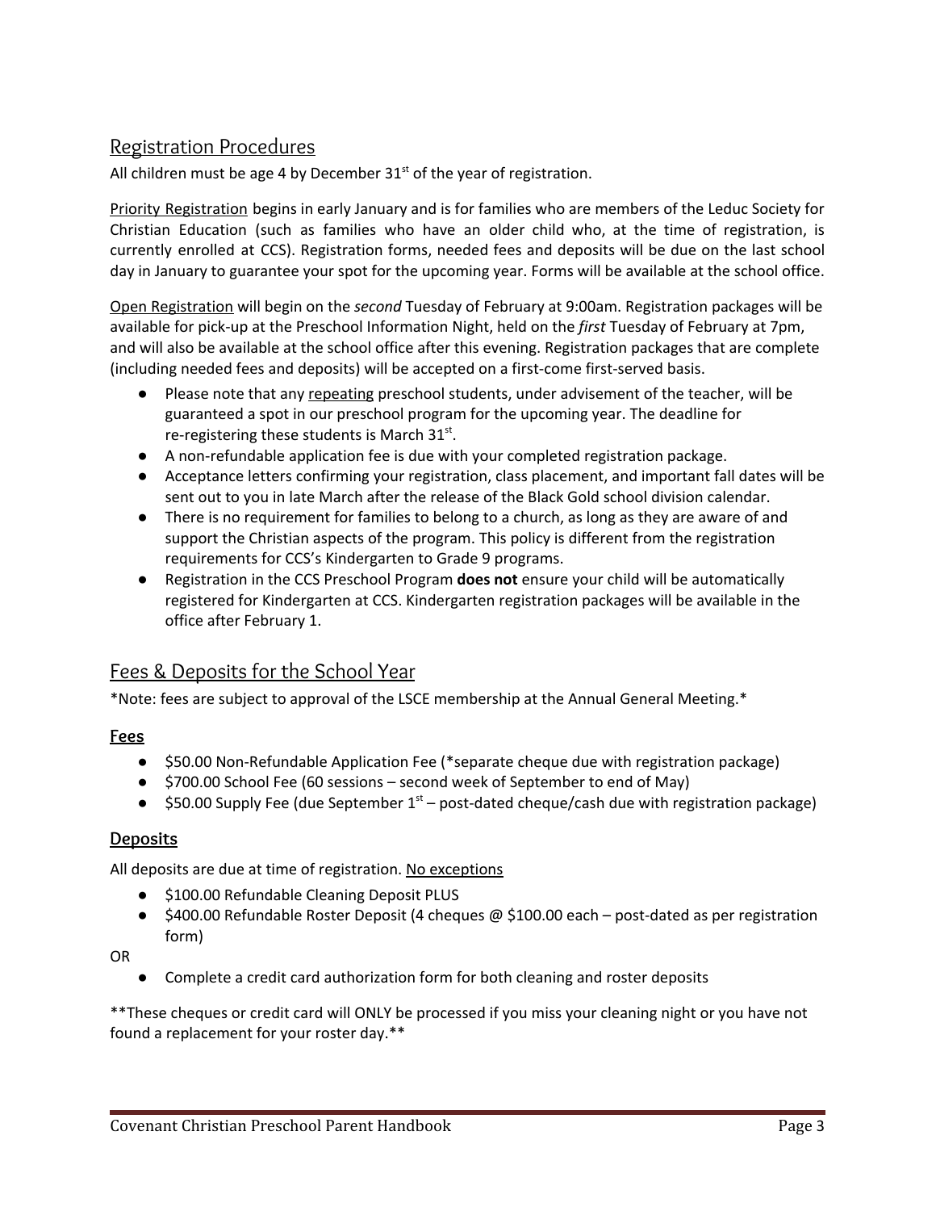## Registration Procedures

All children must be age 4 by December 31st of the year of registration.

Priority Registration begins in early January and is for families who are members of the Leduc Society for Christian Education (such as families who have an older child who, at the time of registration, is currently enrolled at CCS). Registration forms, needed fees and deposits will be due on the last school day in January to guarantee your spot for the upcoming year. Forms will be available at the school office.

Open Registration will begin on the *second* Tuesday of February at 9:00am. Registration packages will be available for pick-up at the Preschool Information Night, held on the *first* Tuesday of February at 7pm, and will also be available at the school office after this evening. Registration packages that are complete (including needed fees and deposits) will be accepted on a first-come first-served basis.

- Please note that any repeating preschool students, under advisement of the teacher, will be guaranteed a spot in our preschool program for the upcoming year. The deadline for re-registering these students is March 31st.
- A non-refundable application fee is due with your completed registration package.
- Acceptance letters confirming your registration, class placement, and important fall dates will be sent out to you in late March after the release of the Black Gold school division calendar.
- There is no requirement for families to belong to a church, as long as they are aware of and support the Christian aspects of the program. This policy is different from the registration requirements for CCS's Kindergarten to Grade 9 programs.
- Registration in the CCS Preschool Program **does not** ensure your child will be automatically registered for Kindergarten at CCS. Kindergarten registration packages will be available in the office after February 1.

## Fees & Deposits for the School Year

*Note: fees are subject to approval of the LSCE membership at the Annual General Meeting.*

### Fees

- $50.00 Non-Refundable Application Fee (*separate cheque due with registration package)
- $700.00 School Fee (60 sessions – second week of September to end of May)
- $50.00 Supply Fee (due September 1st – post-dated cheque/cash due with registration package)

### Deposits

All deposits are due at time of registration. No exceptions

- $100.00 Refundable Cleaning Deposit PLUS
- $400.00 Refundable Roster Deposit (4 cheques @ $100.00 each – post-dated as per registration form)

OR

- Complete a credit card authorization form for both cleaning and roster deposits

**These cheques or credit card will ONLY be processed if you miss your cleaning night or you have not found a replacement for your roster day.**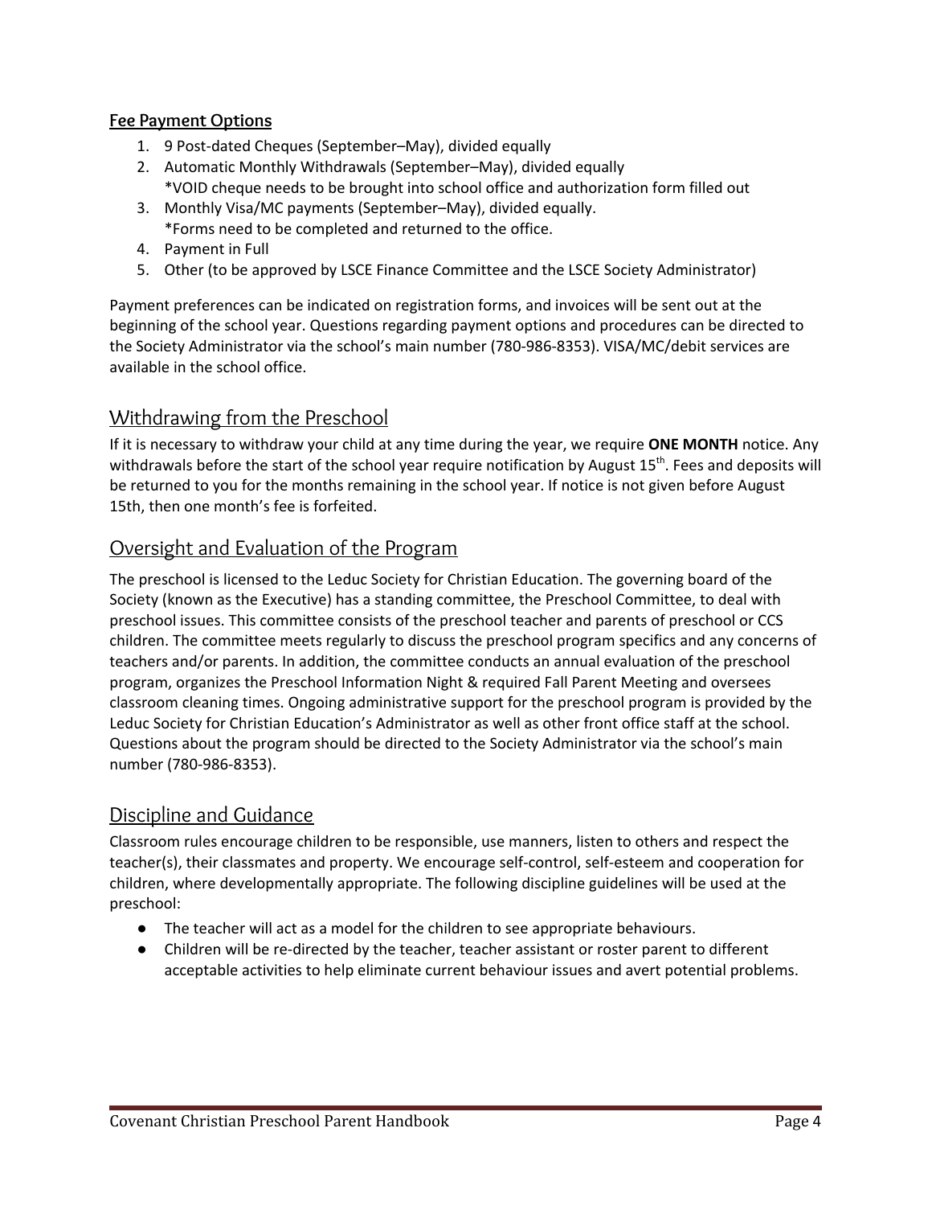**Fee Payment Options**

1. 9 Post-dated Cheques (September–May), divided equally
2. Automatic Monthly Withdrawals (September–May), divided equally
   *VOID cheque needs to be brought into school office and authorization form filled out
3. Monthly Visa/MC payments (September–May), divided equally.
   *Forms need to be completed and returned to the office.
4. Payment in Full
5. Other (to be approved by LSCE Finance Committee and the LSCE Society Administrator)

Payment preferences can be indicated on registration forms, and invoices will be sent out at the beginning of the school year. Questions regarding payment options and procedures can be directed to the Society Administrator via the school's main number (780-986-8353). VISA/MC/debit services are available in the school office.

## Withdrawing from the Preschool

If it is necessary to withdraw your child at any time during the year, we require **ONE MONTH** notice. Any withdrawals before the start of the school year require notification by August 15th. Fees and deposits will be returned to you for the months remaining in the school year. If notice is not given before August 15th, then one month's fee is forfeited.

## Oversight and Evaluation of the Program

The preschool is licensed to the Leduc Society for Christian Education. The governing board of the Society (known as the Executive) has a standing committee, the Preschool Committee, to deal with preschool issues. This committee consists of the preschool teacher and parents of preschool or CCS children. The committee meets regularly to discuss the preschool program specifics and any concerns of teachers and/or parents. In addition, the committee conducts an annual evaluation of the preschool program, organizes the Preschool Information Night & required Fall Parent Meeting and oversees classroom cleaning times. Ongoing administrative support for the preschool program is provided by the Leduc Society for Christian Education's Administrator as well as other front office staff at the school. Questions about the program should be directed to the Society Administrator via the school's main number (780-986-8353).

## Discipline and Guidance

Classroom rules encourage children to be responsible, use manners, listen to others and respect the teacher(s), their classmates and property. We encourage self-control, self-esteem and cooperation for children, where developmentally appropriate. The following discipline guidelines will be used at the preschool:

- The teacher will act as a model for the children to see appropriate behaviours.
- Children will be re-directed by the teacher, teacher assistant or roster parent to different acceptable activities to help eliminate current behaviour issues and avert potential problems.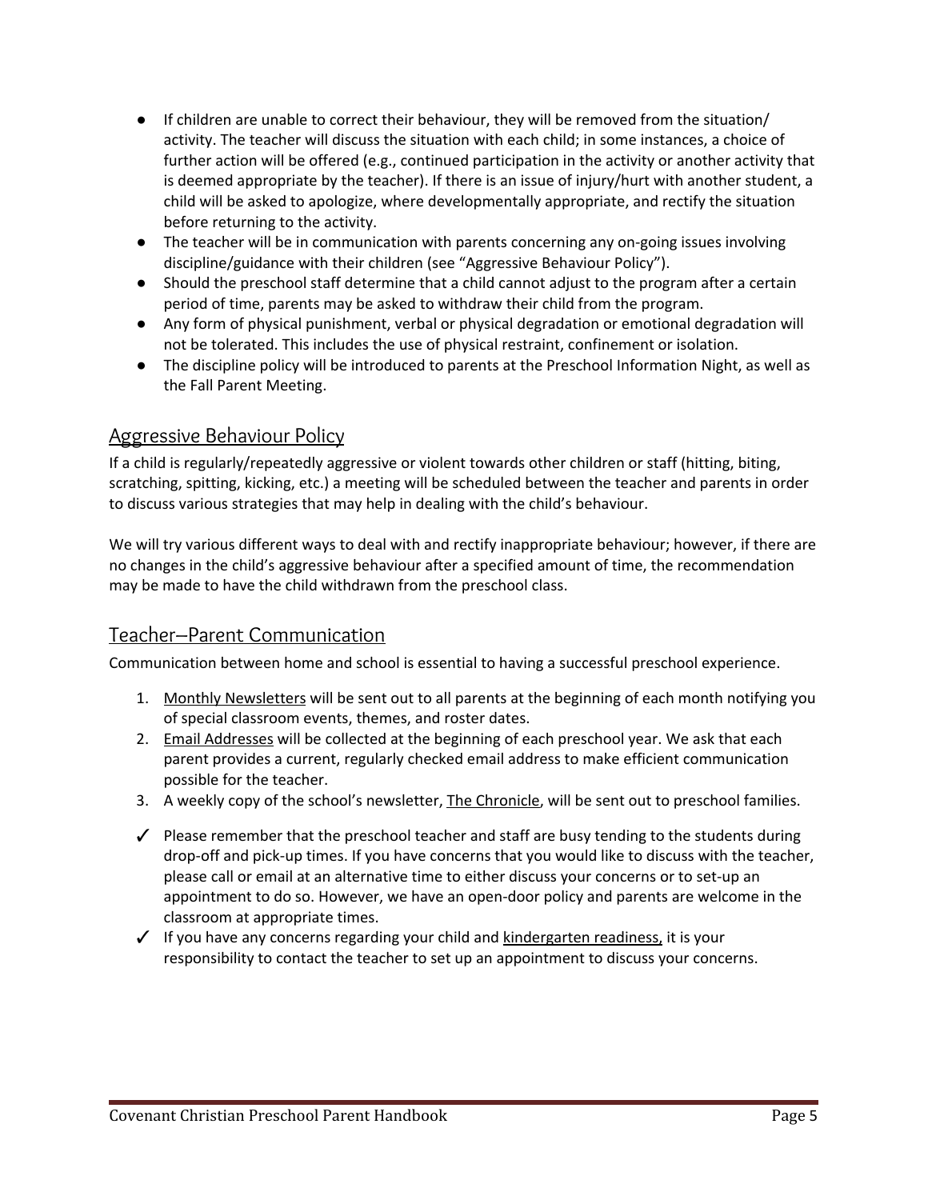- If children are unable to correct their behaviour, they will be removed from the situation/ activity. The teacher will discuss the situation with each child; in some instances, a choice of further action will be offered (e.g., continued participation in the activity or another activity that is deemed appropriate by the teacher). If there is an issue of injury/hurt with another student, a child will be asked to apologize, where developmentally appropriate, and rectify the situation before returning to the activity.
- The teacher will be in communication with parents concerning any on-going issues involving discipline/guidance with their children (see "Aggressive Behaviour Policy").
- Should the preschool staff determine that a child cannot adjust to the program after a certain period of time, parents may be asked to withdraw their child from the program.
- Any form of physical punishment, verbal or physical degradation or emotional degradation will not be tolerated. This includes the use of physical restraint, confinement or isolation.
- The discipline policy will be introduced to parents at the Preschool Information Night, as well as the Fall Parent Meeting.

## Aggressive Behaviour Policy

If a child is regularly/repeatedly aggressive or violent towards other children or staff (hitting, biting, scratching, spitting, kicking, etc.) a meeting will be scheduled between the teacher and parents in order to discuss various strategies that may help in dealing with the child's behaviour.

We will try various different ways to deal with and rectify inappropriate behaviour; however, if there are no changes in the child's aggressive behaviour after a specified amount of time, the recommendation may be made to have the child withdrawn from the preschool class.

## Teacher–Parent Communication

Communication between home and school is essential to having a successful preschool experience.

1. Monthly Newsletters will be sent out to all parents at the beginning of each month notifying you of special classroom events, themes, and roster dates.
2. Email Addresses will be collected at the beginning of each preschool year. We ask that each parent provides a current, regularly checked email address to make efficient communication possible for the teacher.
3. A weekly copy of the school's newsletter, The Chronicle, will be sent out to preschool families.

- ✓ Please remember that the preschool teacher and staff are busy tending to the students during drop-off and pick-up times. If you have concerns that you would like to discuss with the teacher, please call or email at an alternative time to either discuss your concerns or to set-up an appointment to do so. However, we have an open-door policy and parents are welcome in the classroom at appropriate times.
- ✓ If you have any concerns regarding your child and kindergarten readiness, it is your responsibility to contact the teacher to set up an appointment to discuss your concerns.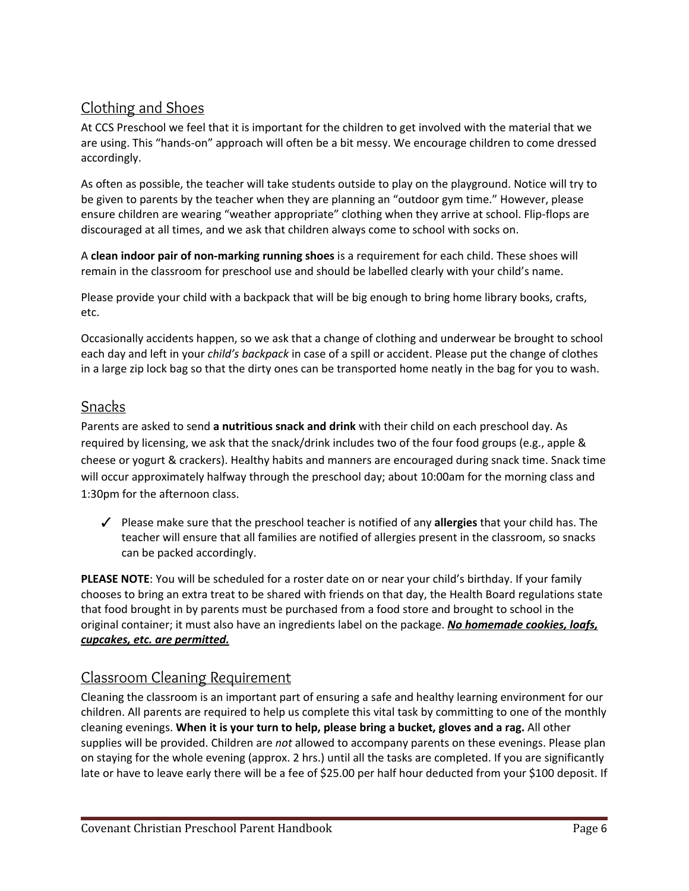## Clothing and Shoes

At CCS Preschool we feel that it is important for the children to get involved with the material that we are using. This "hands-on" approach will often be a bit messy. We encourage children to come dressed accordingly.

As often as possible, the teacher will take students outside to play on the playground. Notice will try to be given to parents by the teacher when they are planning an "outdoor gym time." However, please ensure children are wearing "weather appropriate" clothing when they arrive at school. Flip-flops are discouraged at all times, and we ask that children always come to school with socks on.

A **clean indoor pair of non-marking running shoes** is a requirement for each child. These shoes will remain in the classroom for preschool use and should be labelled clearly with your child's name.

Please provide your child with a backpack that will be big enough to bring home library books, crafts, etc.

Occasionally accidents happen, so we ask that a change of clothing and underwear be brought to school each day and left in your *child's backpack* in case of a spill or accident. Please put the change of clothes in a large zip lock bag so that the dirty ones can be transported home neatly in the bag for you to wash.

## Snacks

Parents are asked to send **a nutritious snack and drink** with their child on each preschool day. As required by licensing, we ask that the snack/drink includes two of the four food groups (e.g., apple & cheese or yogurt & crackers). Healthy habits and manners are encouraged during snack time. Snack time will occur approximately halfway through the preschool day; about 10:00am for the morning class and 1:30pm for the afternoon class.

✓ Please make sure that the preschool teacher is notified of any **allergies** that your child has. The teacher will ensure that all families are notified of allergies present in the classroom, so snacks can be packed accordingly.

**PLEASE NOTE**: You will be scheduled for a roster date on or near your child's birthday. If your family chooses to bring an extra treat to be shared with friends on that day, the Health Board regulations state that food brought in by parents must be purchased from a food store and brought to school in the original container; it must also have an ingredients label on the package. ***No homemade cookies, loafs, cupcakes, etc. are permitted.***

## Classroom Cleaning Requirement

Cleaning the classroom is an important part of ensuring a safe and healthy learning environment for our children. All parents are required to help us complete this vital task by committing to one of the monthly cleaning evenings. **When it is your turn to help, please bring a bucket, gloves and a rag.** All other supplies will be provided. Children are *not* allowed to accompany parents on these evenings. Please plan on staying for the whole evening (approx. 2 hrs.) until all the tasks are completed. If you are significantly late or have to leave early there will be a fee of $25.00 per half hour deducted from your $100 deposit. If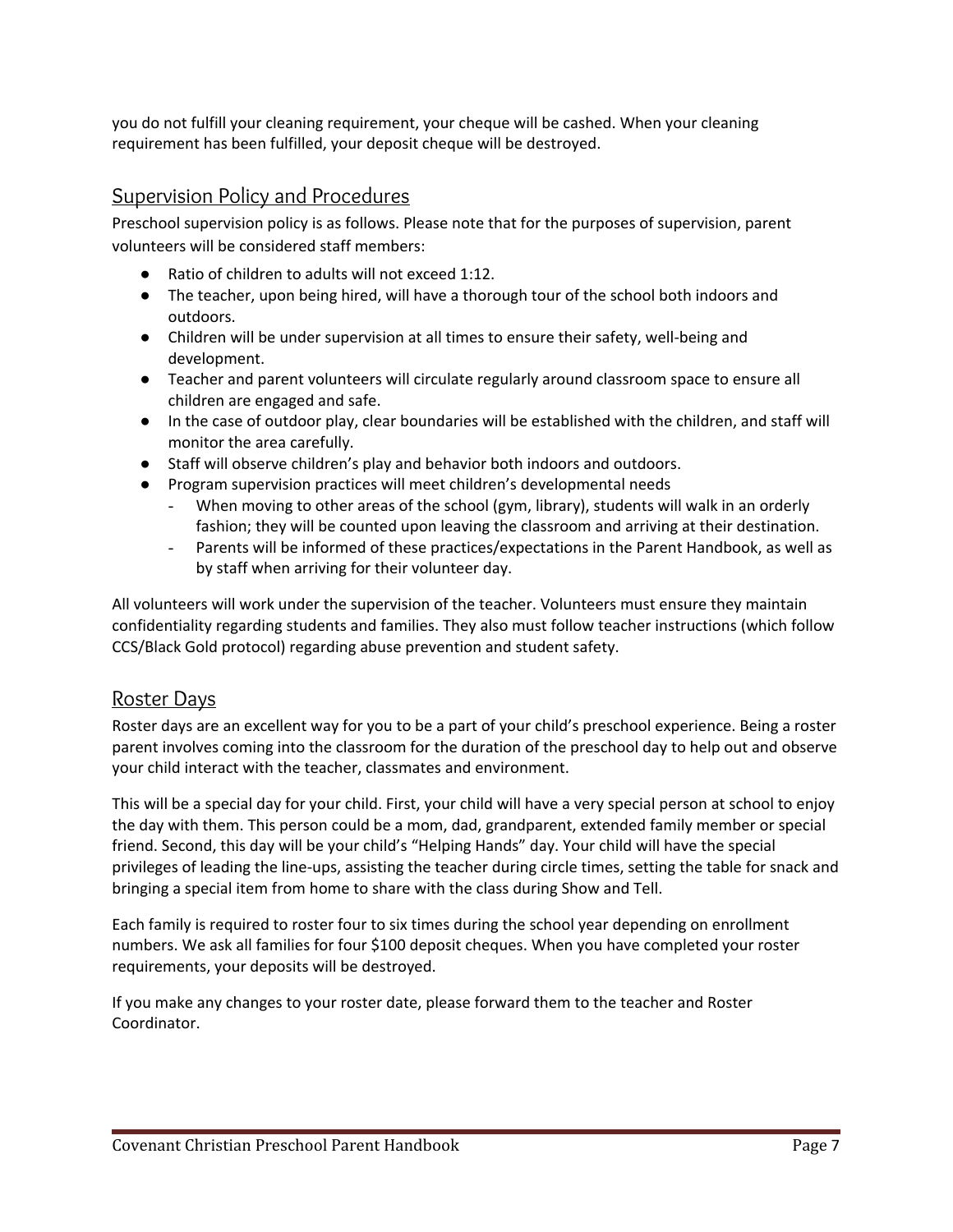you do not fulfill your cleaning requirement, your cheque will be cashed. When your cleaning requirement has been fulfilled, your deposit cheque will be destroyed.

## Supervision Policy and Procedures

Preschool supervision policy is as follows. Please note that for the purposes of supervision, parent volunteers will be considered staff members:

- Ratio of children to adults will not exceed 1:12.
- The teacher, upon being hired, will have a thorough tour of the school both indoors and outdoors.
- Children will be under supervision at all times to ensure their safety, well-being and development.
- Teacher and parent volunteers will circulate regularly around classroom space to ensure all children are engaged and safe.
- In the case of outdoor play, clear boundaries will be established with the children, and staff will monitor the area carefully.
- Staff will observe children's play and behavior both indoors and outdoors.
- Program supervision practices will meet children's developmental needs
  - When moving to other areas of the school (gym, library), students will walk in an orderly fashion; they will be counted upon leaving the classroom and arriving at their destination.
  - Parents will be informed of these practices/expectations in the Parent Handbook, as well as by staff when arriving for their volunteer day.

All volunteers will work under the supervision of the teacher. Volunteers must ensure they maintain confidentiality regarding students and families. They also must follow teacher instructions (which follow CCS/Black Gold protocol) regarding abuse prevention and student safety.

## Roster Days

Roster days are an excellent way for you to be a part of your child's preschool experience. Being a roster parent involves coming into the classroom for the duration of the preschool day to help out and observe your child interact with the teacher, classmates and environment.

This will be a special day for your child. First, your child will have a very special person at school to enjoy the day with them. This person could be a mom, dad, grandparent, extended family member or special friend. Second, this day will be your child's "Helping Hands" day. Your child will have the special privileges of leading the line-ups, assisting the teacher during circle times, setting the table for snack and bringing a special item from home to share with the class during Show and Tell.

Each family is required to roster four to six times during the school year depending on enrollment numbers. We ask all families for four $100 deposit cheques. When you have completed your roster requirements, your deposits will be destroyed.

If you make any changes to your roster date, please forward them to the teacher and Roster Coordinator.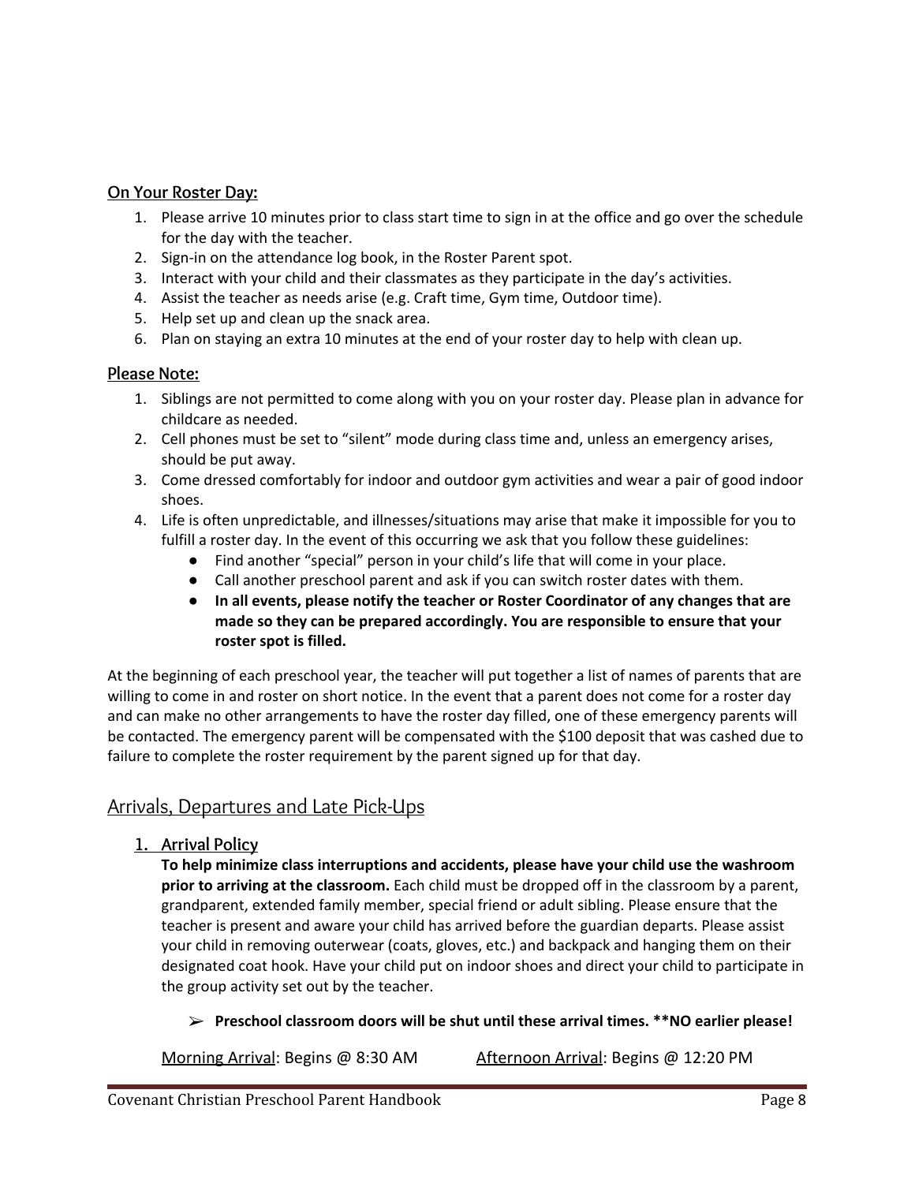### On Your Roster Day:

1. Please arrive 10 minutes prior to class start time to sign in at the office and go over the schedule for the day with the teacher.
2. Sign-in on the attendance log book, in the Roster Parent spot.
3. Interact with your child and their classmates as they participate in the day's activities.
4. Assist the teacher as needs arise (e.g. Craft time, Gym time, Outdoor time).
5. Help set up and clean up the snack area.
6. Plan on staying an extra 10 minutes at the end of your roster day to help with clean up.

### Please Note:

1. Siblings are not permitted to come along with you on your roster day. Please plan in advance for childcare as needed.
2. Cell phones must be set to "silent" mode during class time and, unless an emergency arises, should be put away.
3. Come dressed comfortably for indoor and outdoor gym activities and wear a pair of good indoor shoes.
4. Life is often unpredictable, and illnesses/situations may arise that make it impossible for you to fulfill a roster day. In the event of this occurring we ask that you follow these guidelines:
    - Find another "special" person in your child's life that will come in your place.
    - Call another preschool parent and ask if you can switch roster dates with them.
    - **In all events, please notify the teacher or Roster Coordinator of any changes that are made so they can be prepared accordingly. You are responsible to ensure that your roster spot is filled.**

At the beginning of each preschool year, the teacher will put together a list of names of parents that are willing to come in and roster on short notice. In the event that a parent does not come for a roster day and can make no other arrangements to have the roster day filled, one of these emergency parents will be contacted. The emergency parent will be compensated with the $100 deposit that was cashed due to failure to complete the roster requirement by the parent signed up for that day.

## Arrivals, Departures and Late Pick-Ups

### 1. Arrival Policy

**To help minimize class interruptions and accidents, please have your child use the washroom prior to arriving at the classroom.** Each child must be dropped off in the classroom by a parent, grandparent, extended family member, special friend or adult sibling. Please ensure that the teacher is present and aware your child has arrived before the guardian departs. Please assist your child in removing outerwear (coats, gloves, etc.) and backpack and hanging them on their designated coat hook. Have your child put on indoor shoes and direct your child to participate in the group activity set out by the teacher.

- **Preschool classroom doors will be shut until these arrival times. **NO earlier please!**

Morning Arrival: Begins @ 8:30 AM Afternoon Arrival: Begins @ 12:20 PM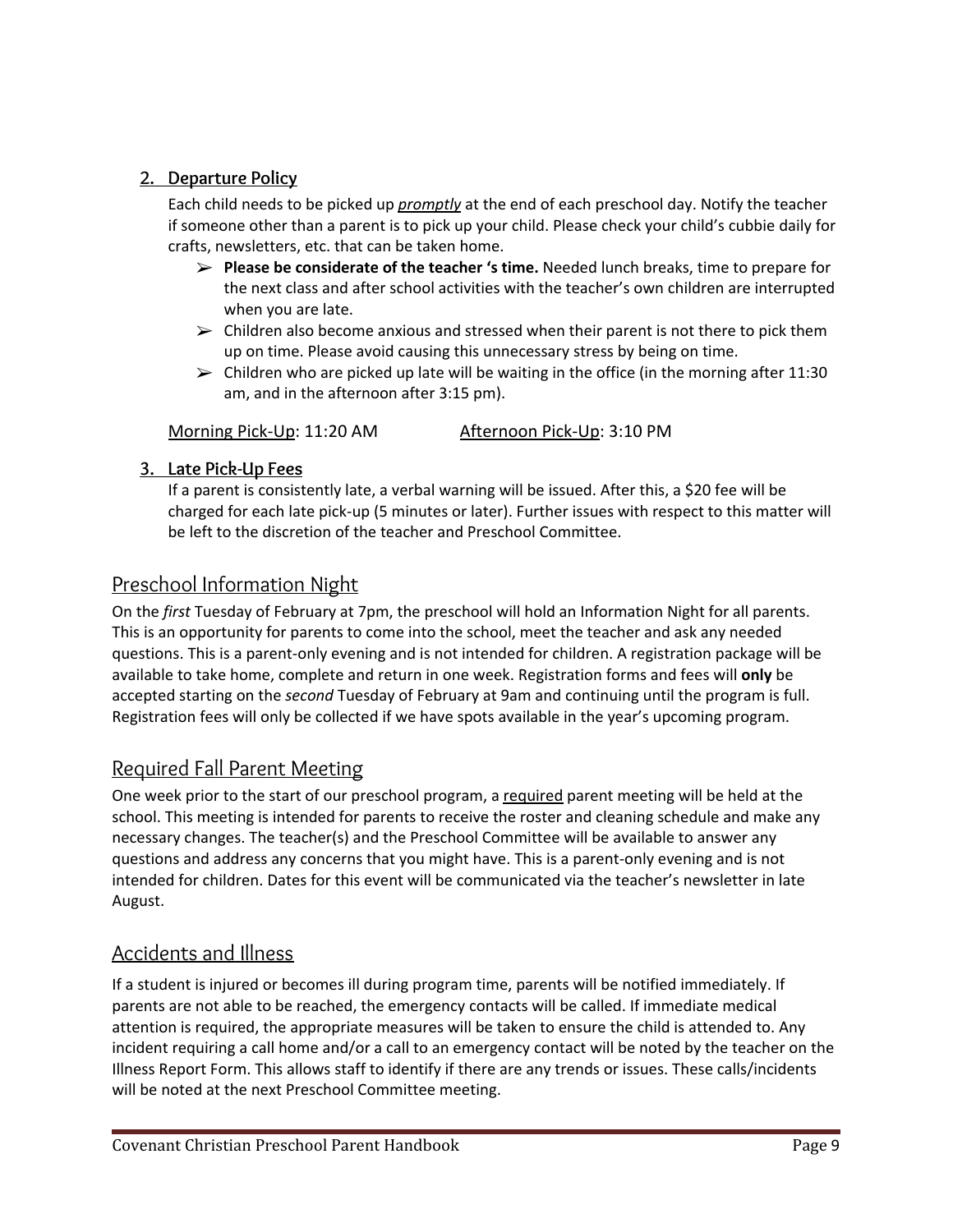### 2. Departure Policy

Each child needs to be picked up ***promptly*** at the end of each preschool day. Notify the teacher if someone other than a parent is to pick up your child. Please check your child's cubbie daily for crafts, newsletters, etc. that can be taken home.

- **Please be considerate of the teacher 's time.** Needed lunch breaks, time to prepare for the next class and after school activities with the teacher's own children are interrupted when you are late.
- Children also become anxious and stressed when their parent is not there to pick them up on time. Please avoid causing this unnecessary stress by being on time.
- Children who are picked up late will be waiting in the office (in the morning after 11:30 am, and in the afternoon after 3:15 pm).

Morning Pick-Up: 11:20 AM     Afternoon Pick-Up: 3:10 PM

### 3. Late Pick-Up Fees

If a parent is consistently late, a verbal warning will be issued. After this, a $20 fee will be charged for each late pick-up (5 minutes or later). Further issues with respect to this matter will be left to the discretion of the teacher and Preschool Committee.

## Preschool Information Night

On the *first* Tuesday of February at 7pm, the preschool will hold an Information Night for all parents. This is an opportunity for parents to come into the school, meet the teacher and ask any needed questions. This is a parent-only evening and is not intended for children. A registration package will be available to take home, complete and return in one week. Registration forms and fees will **only** be accepted starting on the *second* Tuesday of February at 9am and continuing until the program is full. Registration fees will only be collected if we have spots available in the year's upcoming program.

## Required Fall Parent Meeting

One week prior to the start of our preschool program, a required parent meeting will be held at the school. This meeting is intended for parents to receive the roster and cleaning schedule and make any necessary changes. The teacher(s) and the Preschool Committee will be available to answer any questions and address any concerns that you might have. This is a parent-only evening and is not intended for children. Dates for this event will be communicated via the teacher's newsletter in late August.

## Accidents and Illness

If a student is injured or becomes ill during program time, parents will be notified immediately. If parents are not able to be reached, the emergency contacts will be called. If immediate medical attention is required, the appropriate measures will be taken to ensure the child is attended to. Any incident requiring a call home and/or a call to an emergency contact will be noted by the teacher on the Illness Report Form. This allows staff to identify if there are any trends or issues. These calls/incidents will be noted at the next Preschool Committee meeting.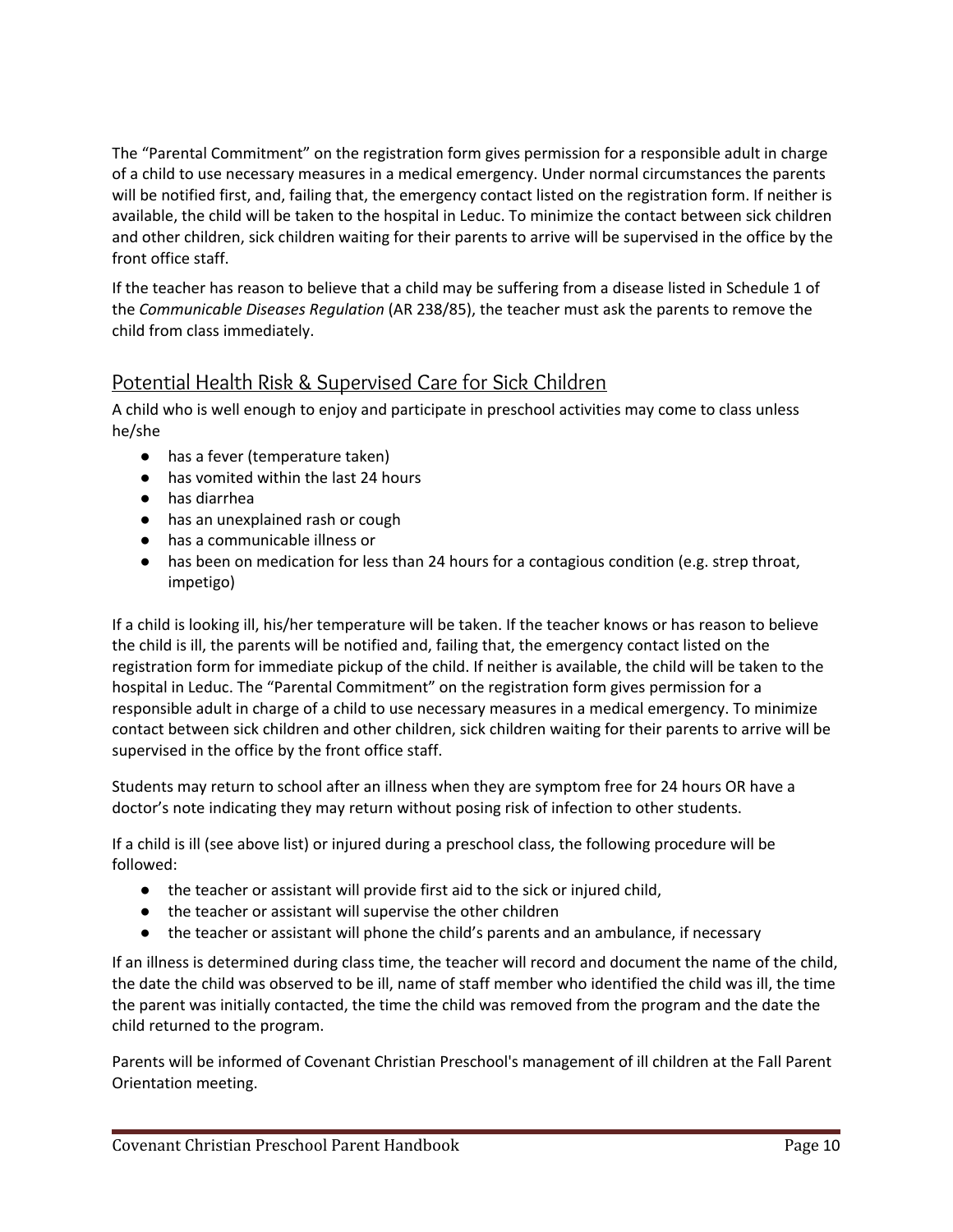The "Parental Commitment" on the registration form gives permission for a responsible adult in charge of a child to use necessary measures in a medical emergency. Under normal circumstances the parents will be notified first, and, failing that, the emergency contact listed on the registration form. If neither is available, the child will be taken to the hospital in Leduc. To minimize the contact between sick children and other children, sick children waiting for their parents to arrive will be supervised in the office by the front office staff.

If the teacher has reason to believe that a child may be suffering from a disease listed in Schedule 1 of the *Communicable Diseases Regulation* (AR 238/85), the teacher must ask the parents to remove the child from class immediately.

## Potential Health Risk & Supervised Care for Sick Children

A child who is well enough to enjoy and participate in preschool activities may come to class unless he/she

- has a fever (temperature taken)
- has vomited within the last 24 hours
- has diarrhea
- has an unexplained rash or cough
- has a communicable illness or
- has been on medication for less than 24 hours for a contagious condition (e.g. strep throat, impetigo)

If a child is looking ill, his/her temperature will be taken. If the teacher knows or has reason to believe the child is ill, the parents will be notified and, failing that, the emergency contact listed on the registration form for immediate pickup of the child. If neither is available, the child will be taken to the hospital in Leduc. The "Parental Commitment" on the registration form gives permission for a responsible adult in charge of a child to use necessary measures in a medical emergency. To minimize contact between sick children and other children, sick children waiting for their parents to arrive will be supervised in the office by the front office staff.

Students may return to school after an illness when they are symptom free for 24 hours OR have a doctor's note indicating they may return without posing risk of infection to other students.

If a child is ill (see above list) or injured during a preschool class, the following procedure will be followed:

- the teacher or assistant will provide first aid to the sick or injured child,
- the teacher or assistant will supervise the other children
- the teacher or assistant will phone the child's parents and an ambulance, if necessary

If an illness is determined during class time, the teacher will record and document the name of the child, the date the child was observed to be ill, name of staff member who identified the child was ill, the time the parent was initially contacted, the time the child was removed from the program and the date the child returned to the program.

Parents will be informed of Covenant Christian Preschool's management of ill children at the Fall Parent Orientation meeting.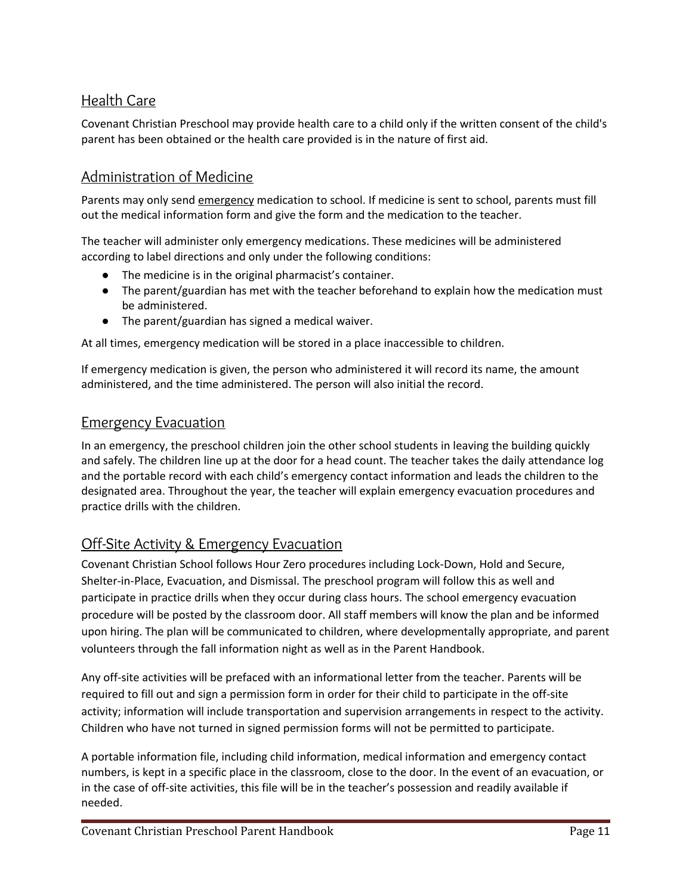## Health Care

Covenant Christian Preschool may provide health care to a child only if the written consent of the child's parent has been obtained or the health care provided is in the nature of first aid.

## Administration of Medicine

Parents may only send emergency medication to school. If medicine is sent to school, parents must fill out the medical information form and give the form and the medication to the teacher.

The teacher will administer only emergency medications. These medicines will be administered according to label directions and only under the following conditions:

- The medicine is in the original pharmacist's container.
- The parent/guardian has met with the teacher beforehand to explain how the medication must be administered.
- The parent/guardian has signed a medical waiver.

At all times, emergency medication will be stored in a place inaccessible to children.

If emergency medication is given, the person who administered it will record its name, the amount administered, and the time administered. The person will also initial the record.

## Emergency Evacuation

In an emergency, the preschool children join the other school students in leaving the building quickly and safely. The children line up at the door for a head count. The teacher takes the daily attendance log and the portable record with each child's emergency contact information and leads the children to the designated area. Throughout the year, the teacher will explain emergency evacuation procedures and practice drills with the children.

## Off-Site Activity & Emergency Evacuation

Covenant Christian School follows Hour Zero procedures including Lock-Down, Hold and Secure, Shelter-in-Place, Evacuation, and Dismissal. The preschool program will follow this as well and participate in practice drills when they occur during class hours. The school emergency evacuation procedure will be posted by the classroom door. All staff members will know the plan and be informed upon hiring. The plan will be communicated to children, where developmentally appropriate, and parent volunteers through the fall information night as well as in the Parent Handbook.

Any off-site activities will be prefaced with an informational letter from the teacher. Parents will be required to fill out and sign a permission form in order for their child to participate in the off-site activity; information will include transportation and supervision arrangements in respect to the activity. Children who have not turned in signed permission forms will not be permitted to participate.

A portable information file, including child information, medical information and emergency contact numbers, is kept in a specific place in the classroom, close to the door. In the event of an evacuation, or in the case of off-site activities, this file will be in the teacher's possession and readily available if needed.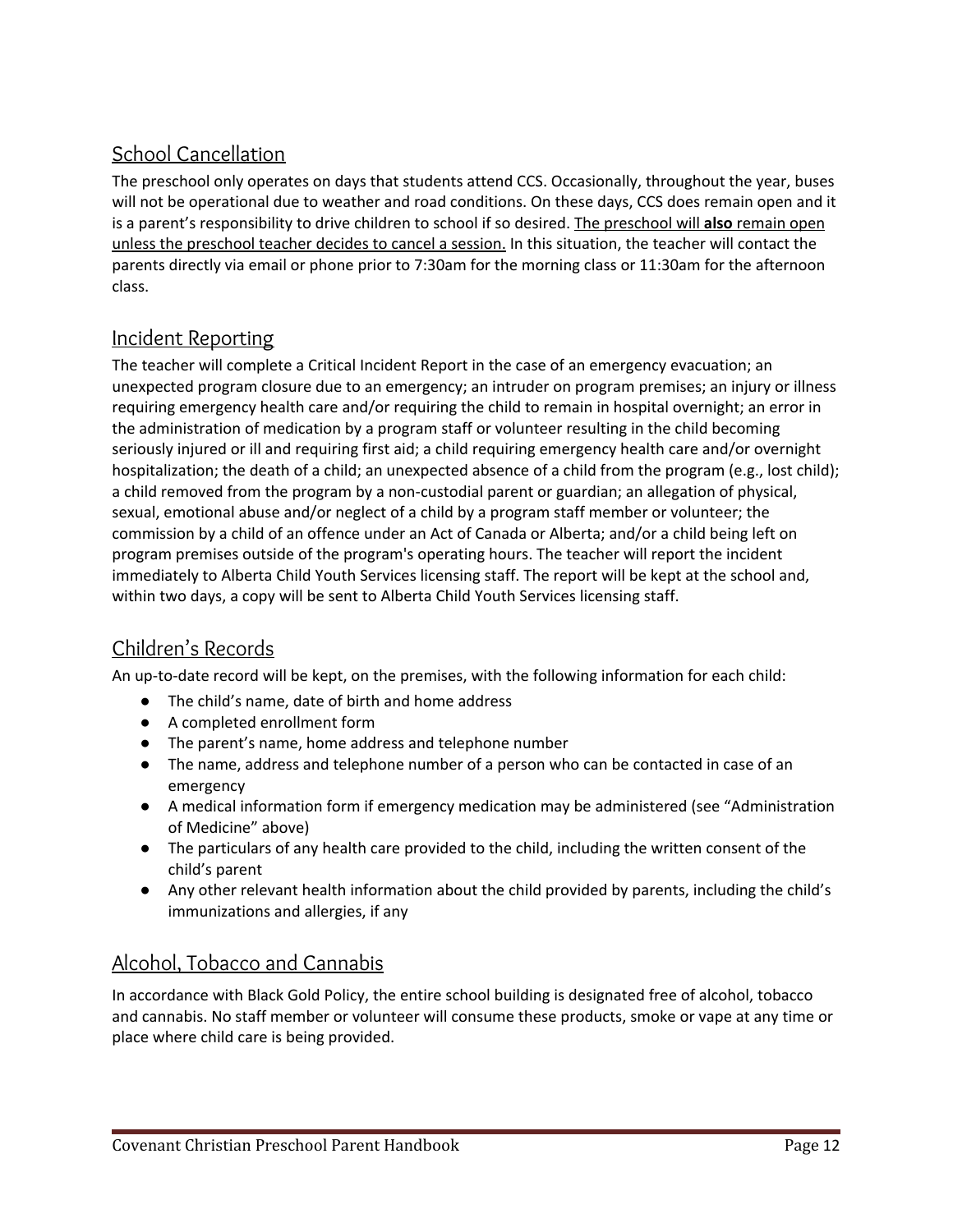## School Cancellation

The preschool only operates on days that students attend CCS. Occasionally, throughout the year, buses will not be operational due to weather and road conditions. On these days, CCS does remain open and it is a parent's responsibility to drive children to school if so desired. <u>The preschool will **also** remain open unless the preschool teacher decides to cancel a session.</u> In this situation, the teacher will contact the parents directly via email or phone prior to 7:30am for the morning class or 11:30am for the afternoon class.

## Incident Reporting

The teacher will complete a Critical Incident Report in the case of an emergency evacuation; an unexpected program closure due to an emergency; an intruder on program premises; an injury or illness requiring emergency health care and/or requiring the child to remain in hospital overnight; an error in the administration of medication by a program staff or volunteer resulting in the child becoming seriously injured or ill and requiring first aid; a child requiring emergency health care and/or overnight hospitalization; the death of a child; an unexpected absence of a child from the program (e.g., lost child); a child removed from the program by a non-custodial parent or guardian; an allegation of physical, sexual, emotional abuse and/or neglect of a child by a program staff member or volunteer; the commission by a child of an offence under an Act of Canada or Alberta; and/or a child being left on program premises outside of the program's operating hours. The teacher will report the incident immediately to Alberta Child Youth Services licensing staff. The report will be kept at the school and, within two days, a copy will be sent to Alberta Child Youth Services licensing staff.

## Children's Records

An up-to-date record will be kept, on the premises, with the following information for each child:

- The child's name, date of birth and home address
- A completed enrollment form
- The parent's name, home address and telephone number
- The name, address and telephone number of a person who can be contacted in case of an emergency
- A medical information form if emergency medication may be administered (see "Administration of Medicine" above)
- The particulars of any health care provided to the child, including the written consent of the child's parent
- Any other relevant health information about the child provided by parents, including the child's immunizations and allergies, if any

## Alcohol, Tobacco and Cannabis

In accordance with Black Gold Policy, the entire school building is designated free of alcohol, tobacco and cannabis. No staff member or volunteer will consume these products, smoke or vape at any time or place where child care is being provided.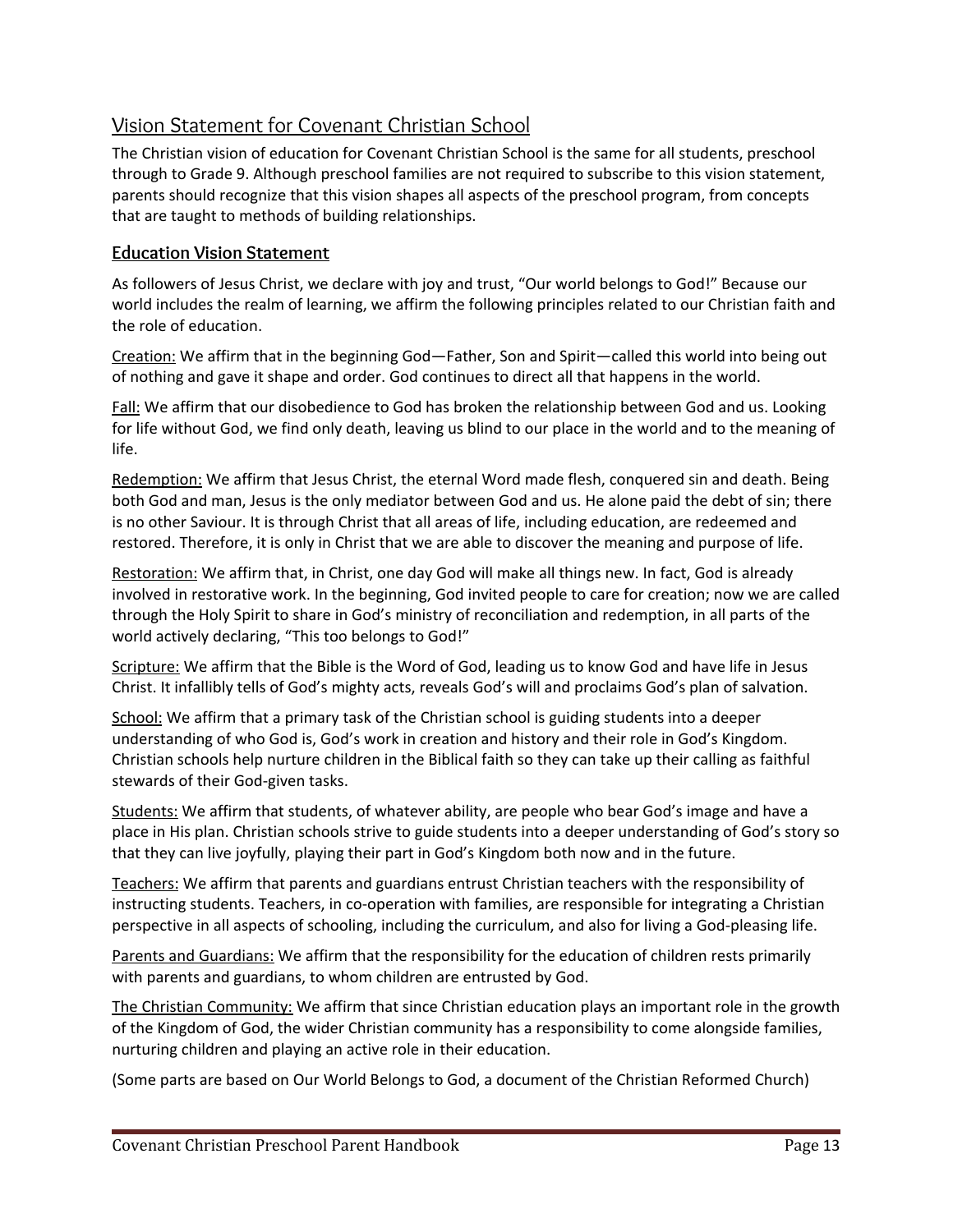## Vision Statement for Covenant Christian School

The Christian vision of education for Covenant Christian School is the same for all students, preschool through to Grade 9. Although preschool families are not required to subscribe to this vision statement, parents should recognize that this vision shapes all aspects of the preschool program, from concepts that are taught to methods of building relationships.

### Education Vision Statement

As followers of Jesus Christ, we declare with joy and trust, "Our world belongs to God!" Because our world includes the realm of learning, we affirm the following principles related to our Christian faith and the role of education.

Creation: We affirm that in the beginning God—Father, Son and Spirit—called this world into being out of nothing and gave it shape and order. God continues to direct all that happens in the world.

Fall: We affirm that our disobedience to God has broken the relationship between God and us. Looking for life without God, we find only death, leaving us blind to our place in the world and to the meaning of life.

Redemption: We affirm that Jesus Christ, the eternal Word made flesh, conquered sin and death. Being both God and man, Jesus is the only mediator between God and us. He alone paid the debt of sin; there is no other Saviour. It is through Christ that all areas of life, including education, are redeemed and restored. Therefore, it is only in Christ that we are able to discover the meaning and purpose of life.

Restoration: We affirm that, in Christ, one day God will make all things new. In fact, God is already involved in restorative work. In the beginning, God invited people to care for creation; now we are called through the Holy Spirit to share in God's ministry of reconciliation and redemption, in all parts of the world actively declaring, "This too belongs to God!"

Scripture: We affirm that the Bible is the Word of God, leading us to know God and have life in Jesus Christ. It infallibly tells of God's mighty acts, reveals God's will and proclaims God's plan of salvation.

School: We affirm that a primary task of the Christian school is guiding students into a deeper understanding of who God is, God's work in creation and history and their role in God's Kingdom. Christian schools help nurture children in the Biblical faith so they can take up their calling as faithful stewards of their God-given tasks.

Students: We affirm that students, of whatever ability, are people who bear God's image and have a place in His plan. Christian schools strive to guide students into a deeper understanding of God's story so that they can live joyfully, playing their part in God's Kingdom both now and in the future.

Teachers: We affirm that parents and guardians entrust Christian teachers with the responsibility of instructing students. Teachers, in co-operation with families, are responsible for integrating a Christian perspective in all aspects of schooling, including the curriculum, and also for living a God-pleasing life.

Parents and Guardians: We affirm that the responsibility for the education of children rests primarily with parents and guardians, to whom children are entrusted by God.

The Christian Community: We affirm that since Christian education plays an important role in the growth of the Kingdom of God, the wider Christian community has a responsibility to come alongside families, nurturing children and playing an active role in their education.

(Some parts are based on Our World Belongs to God, a document of the Christian Reformed Church)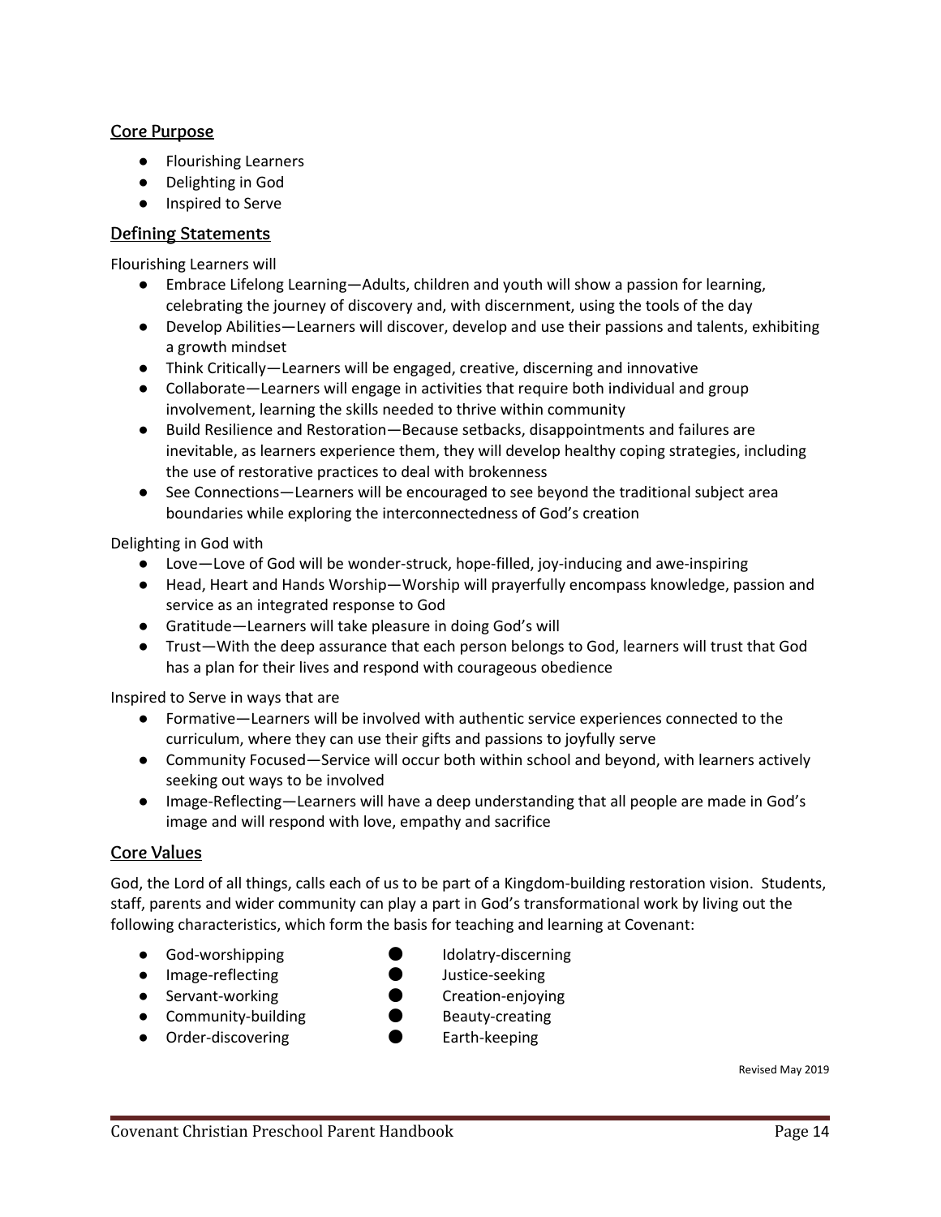## Core Purpose

- Flourishing Learners
- Delighting in God
- Inspired to Serve

## Defining Statements

Flourishing Learners will

- Embrace Lifelong Learning—Adults, children and youth will show a passion for learning, celebrating the journey of discovery and, with discernment, using the tools of the day
- Develop Abilities—Learners will discover, develop and use their passions and talents, exhibiting a growth mindset
- Think Critically—Learners will be engaged, creative, discerning and innovative
- Collaborate—Learners will engage in activities that require both individual and group involvement, learning the skills needed to thrive within community
- Build Resilience and Restoration—Because setbacks, disappointments and failures are inevitable, as learners experience them, they will develop healthy coping strategies, including the use of restorative practices to deal with brokenness
- See Connections—Learners will be encouraged to see beyond the traditional subject area boundaries while exploring the interconnectedness of God's creation

Delighting in God with

- Love—Love of God will be wonder-struck, hope-filled, joy-inducing and awe-inspiring
- Head, Heart and Hands Worship—Worship will prayerfully encompass knowledge, passion and service as an integrated response to God
- Gratitude—Learners will take pleasure in doing God's will
- Trust—With the deep assurance that each person belongs to God, learners will trust that God has a plan for their lives and respond with courageous obedience

Inspired to Serve in ways that are

- Formative—Learners will be involved with authentic service experiences connected to the curriculum, where they can use their gifts and passions to joyfully serve
- Community Focused—Service will occur both within school and beyond, with learners actively seeking out ways to be involved
- Image-Reflecting—Learners will have a deep understanding that all people are made in God's image and will respond with love, empathy and sacrifice

## Core Values

God, the Lord of all things, calls each of us to be part of a Kingdom-building restoration vision. Students, staff, parents and wider community can play a part in God's transformational work by living out the following characteristics, which form the basis for teaching and learning at Covenant:

- God-worshipping
- Image-reflecting
- Servant-working
- Community-building
- Order-discovering
- Idolatry-discerning
- Justice-seeking
- Creation-enjoying
- Beauty-creating
- Earth-keeping

Revised May 2019